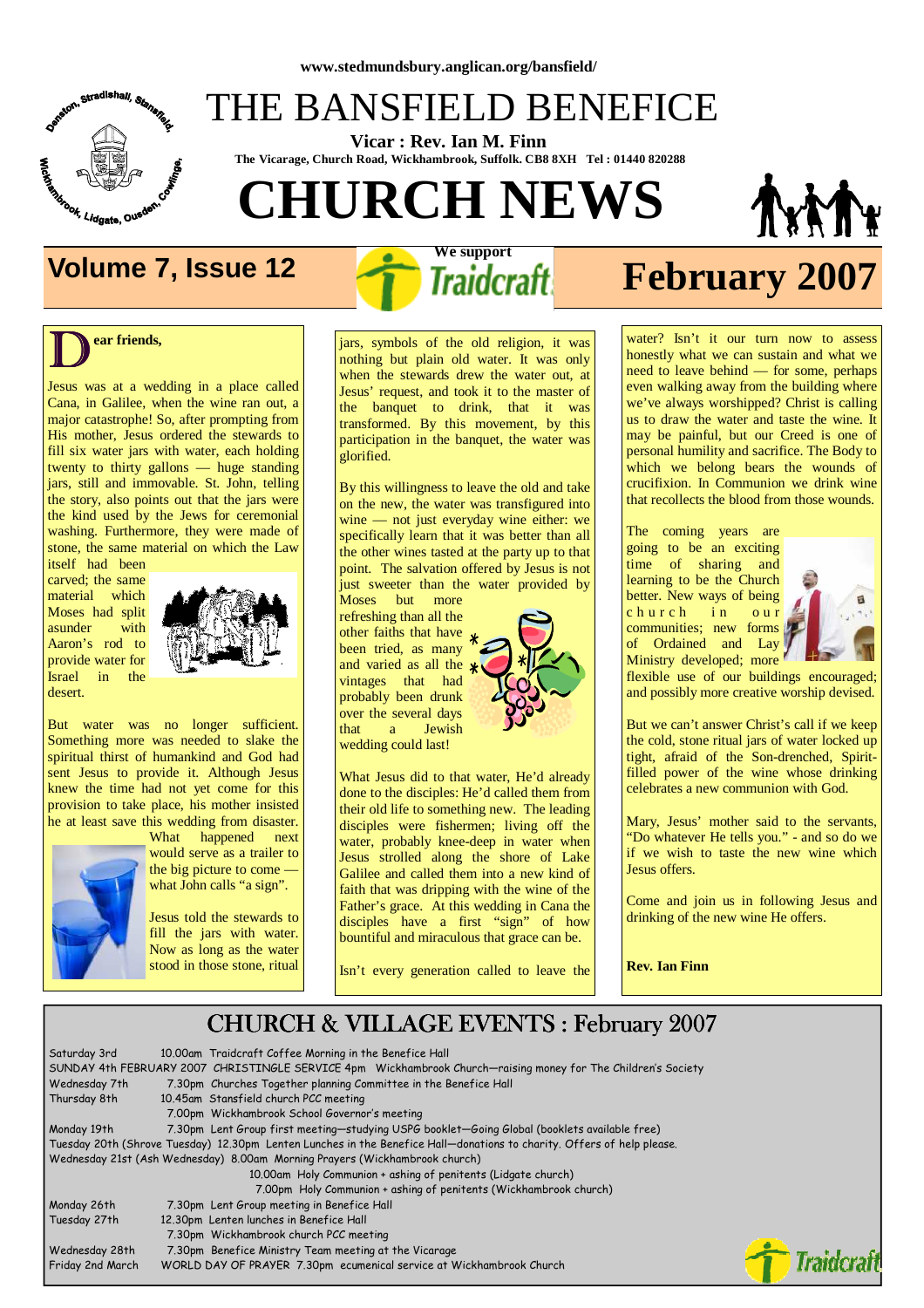www.stedmundsbury.anglican.org/bansfield/

# THE BANSFIELD BENEFICE

**Vicar : Rev. Ian M. Finn**

**The Vicarage, Church Road, Wickhambrook, Suffolk. CB8 8XH Tel : 01440 820288**

# CHURCH NEWS

**Volume 7, Issue 12** — We support Traidcraft — **February 2007**

**Dear friends,**

Jesus was at a wedding in a place called Cana, in Galilee, when the wine ran out, a major catastrophe! So, after prompting from His mother, Jesus ordered the stewards to fill six water jars with water, each holding twenty to thirty gallons — huge standing jars, still and immovable. St. John, telling the story, also points out that the jars were the kind used by the Jews for ceremonial washing. Furthermore, they were made of stone, the same material on which the Law itself had been carved; the same material which Moses had split asunder with Aaron's rod to provide water for Israel in the desert.

But water was no longer sufficient. Something more was needed to slake the spiritual thirst of humankind and God had sent Jesus to provide it. Although Jesus knew the time had not yet come for this provision to take place, his mother insisted he at least save this wedding from disaster. What happened next would serve as a trailer to the big picture to come — what John calls "a sign".

Jesus told the stewards to fill the jars with water. Now as long as the water stood in those stone, ritual jars, symbols of the old religion, it was nothing but plain old water. It was only when the stewards drew the water out, at Jesus' request, and took it to the master of the banquet to drink, that it was transformed. By this movement, by this participation in the banquet, the water was glorified.

By this willingness to leave the old and take on the new, the water was transfigured into wine — not just everyday wine either: we specifically learn that it was better than all the other wines tasted at the party up to that point. The salvation offered by Jesus is not just sweeter than the water provided by Moses but more refreshing than all the other faiths that have been tried, as many and varied as all the vintages that had probably been drunk over the several days that a Jewish wedding could last!

What Jesus did to that water, He'd already done to the disciples: He'd called them from their old life to something new. The leading disciples were fishermen; living off the water, probably knee-deep in water when Jesus strolled along the shore of Lake Galilee and called them into a new kind of faith that was dripping with the wine of the Father's grace. At this wedding in Cana the disciples have a first "sign" of how bountiful and miraculous that grace can be.

Isn't every generation called to leave the water? Isn't it our turn now to assess honestly what we can sustain and what we need to leave behind — for some, perhaps even walking away from the building where we've always worshipped? Christ is calling us to draw the water and taste the wine. It may be painful, but our Creed is one of personal humility and sacrifice. The Body to which we belong bears the wounds of crucifixion. In Communion we drink wine that recollects the blood from those wounds.

The coming years are going to be an exciting time of sharing and learning to be the Church better. New ways of being church in our communities; new forms of Ordained and Lay Ministry developed; more flexible use of our buildings encouraged; and possibly more creative worship devised.

But we can't answer Christ's call if we keep the cold, stone ritual jars of water locked up tight, afraid of the Son-drenched, Spirit-filled power of the wine whose drinking celebrates a new communion with God.

Mary, Jesus' mother said to the servants, "Do whatever He tells you." - and so do we if we wish to taste the new wine which Jesus offers.

Come and join us in following Jesus and drinking of the new wine He offers.

**Rev. Ian Finn**

## CHURCH & VILLAGE EVENTS : February 2007

| | |
|---|---|
| Saturday 3rd | 10.00am Traidcraft Coffee Morning in the Benefice Hall |
| SUNDAY 4th FEBRUARY 2007 | CHRISTINGLE SERVICE 4pm Wickhambrook Church—raising money for The Children's Society |
| Wednesday 7th | 7.30pm Churches Together planning Committee in the Benefice Hall |
| Thursday 8th | 10.45am Stansfield church PCC meeting |
| | 7.00pm Wickhambrook School Governor's meeting |
| Monday 19th | 7.30pm Lent Group first meeting—studying USPG booklet—Going Global (booklets available free) |
| Tuesday 20th (Shrove Tuesday) | 12.30pm Lenten Lunches in the Benefice Hall—donations to charity. Offers of help please. |
| Wednesday 21st (Ash Wednesday) | 8.00am Morning Prayers (Wickhambrook church) |
| | 10.00am Holy Communion + ashing of penitents (Lidgate church) |
| | 7.00pm Holy Communion + ashing of penitents (Wickhambrook church) |
| Monday 26th | 7.30pm Lent Group meeting in Benefice Hall |
| Tuesday 27th | 12.30pm Lenten lunches in Benefice Hall |
| | 7.30pm Wickhambrook church PCC meeting |
| Wednesday 28th | 7.30pm Benefice Ministry Team meeting at the Vicarage |
| Friday 2nd March | WORLD DAY OF PRAYER 7.30pm ecumenical service at Wickhambrook Church |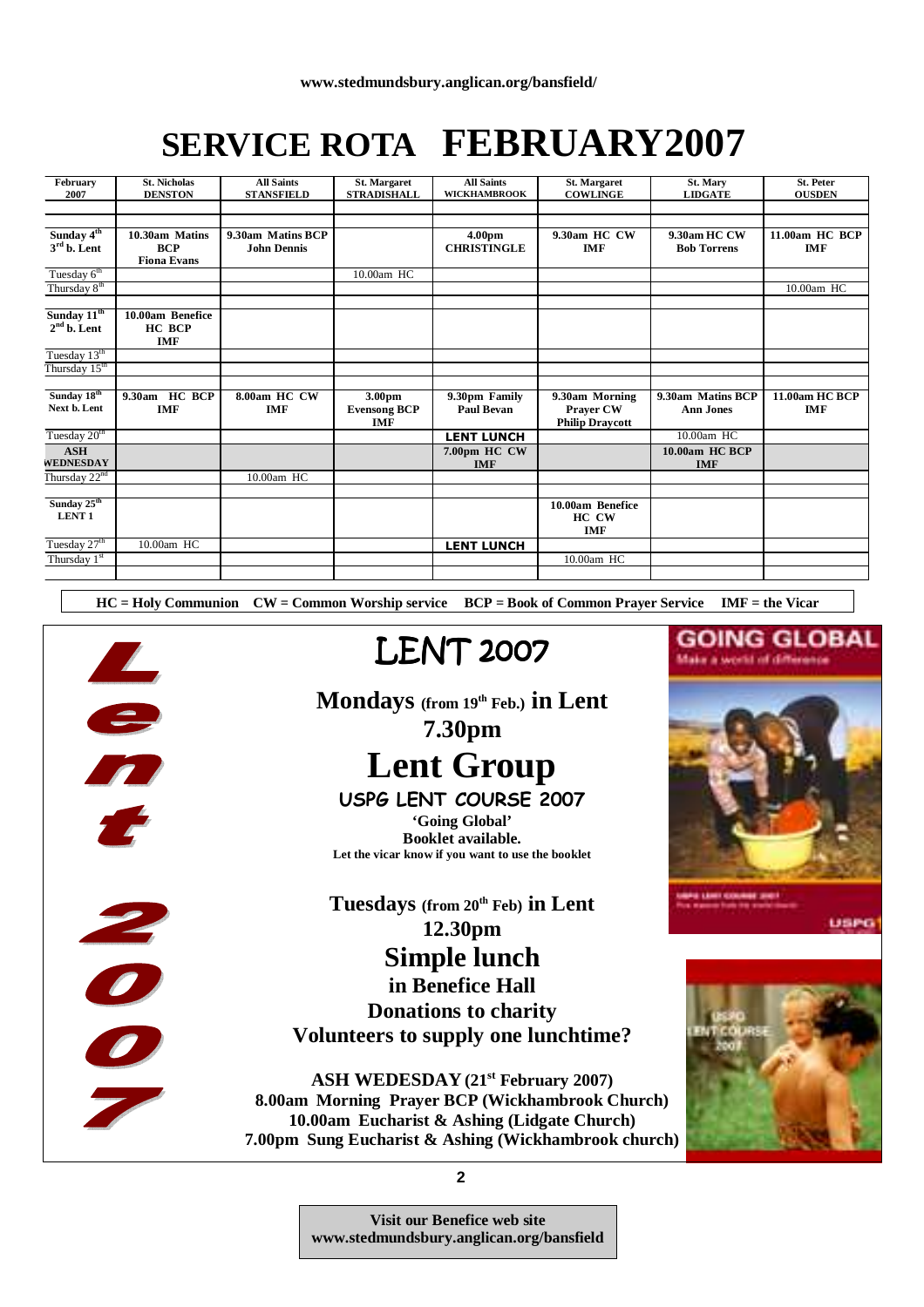www.stedmundsbury.anglican.org/bansfield/

# SERVICE ROTA FEBRUARY2007

| February 2007 | St. Nicholas DENSTON | All Saints STANSFIELD | St. Margaret STRADISHALL | All Saints WICKHAMBROOK | St. Margaret COWLINGE | St. Mary LIDGATE | St. Peter OUSDEN |
|---|---|---|---|---|---|---|---|
| **Sunday 4th 3rd b. Lent** | **10.30am Matins BCP Fiona Evans** | **9.30am Matins BCP John Dennis** | | **4.00pm CHRISTINGLE** | **9.30am HC CW IMF** | **9.30am HC CW Bob Torrens** | **11.00am HC BCP IMF** |
| Tuesday 6th | | | 10.00am HC | | | | |
| Thursday 8th | | | | | | | 10.00am HC |
| **Sunday 11th 2nd b. Lent** | **10.00am Benefice HC BCP IMF** | | | | | | |
| Tuesday 13th | | | | | | | |
| Thursday 15th | | | | | | | |
| **Sunday 18th Next b. Lent** | **9.30am HC BCP IMF** | **8.00am HC CW IMF** | **3.00pm Evensong BCP IMF** | **9.30pm Family Paul Bevan** | **9.30am Morning Prayer CW Philip Draycott** | **9.30am Matins BCP Ann Jones** | **11.00am HC BCP IMF** |
| Tuesday 20th | | | | **LENT LUNCH** | | 10.00am HC | |
| **ASH WEDNESDAY** | | | | **7.00pm HC CW IMF** | | **10.00am HC BCP IMF** | |
| Thursday 22nd | | 10.00am HC | | | | | |
| **Sunday 25th LENT 1** | | | | | **10.00am Benefice HC CW IMF** | | |
| Tuesday 27th | 10.00am HC | | | **LENT LUNCH** | | | |
| Thursday 1st | | | | | 10.00am HC | | |

**HC = Holy Communion CW = Common Worship service BCP = Book of Common Prayer Service IMF = the Vicar**

Lent 2007

# LENT 2007

**Mondays (from 19th Feb.) in Lent**
**7.30pm**

## Lent Group

**USPG LENT COURSE 2007**
**'Going Global'**
**Booklet available.**
**Let the vicar know if you want to use the booklet**

GOING GLOBAL
Make a world of difference
USPG LENT COURSE 2007
USPG

**Tuesdays (from 20th Feb) in Lent**
**12.30pm**
**Simple lunch**
**in Benefice Hall**
**Donations to charity**
**Volunteers to supply one lunchtime?**

**ASH WEDESDAY (21st February 2007)**
**8.00am Morning Prayer BCP (Wickhambrook Church)**
**10.00am Eucharist & Ashing (Lidgate Church)**
**7.00pm Sung Eucharist & Ashing (Wickhambrook church)**

USPG LENT COURSE 2007

**Visit our Benefice web site**
**www.stedmundsbury.anglican.org/bansfield**